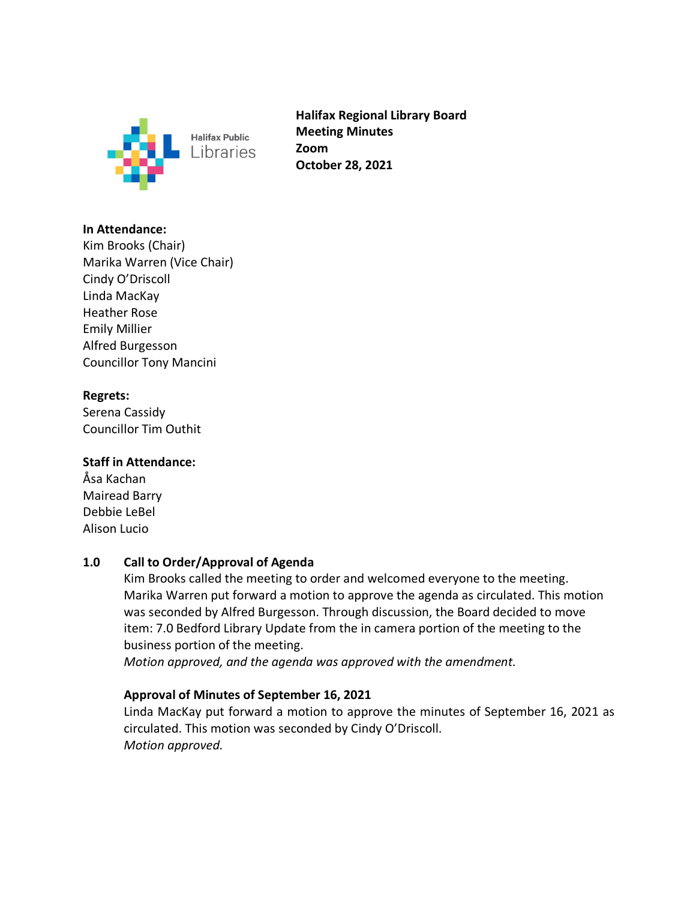Halifax Public Libraries

**Halifax Regional Library Board**
**Meeting Minutes**
**Zoom**
**October 28, 2021**

**In Attendance:**
Kim Brooks (Chair)
Marika Warren (Vice Chair)
Cindy O'Driscoll
Linda MacKay
Heather Rose
Emily Millier
Alfred Burgesson
Councillor Tony Mancini

**Regrets:**
Serena Cassidy
Councillor Tim Outhit

**Staff in Attendance:**
Åsa Kachan
Mairead Barry
Debbie LeBel
Alison Lucio

## 1.0 Call to Order/Approval of Agenda

Kim Brooks called the meeting to order and welcomed everyone to the meeting. Marika Warren put forward a motion to approve the agenda as circulated. This motion was seconded by Alfred Burgesson. Through discussion, the Board decided to move item: 7.0 Bedford Library Update from the in camera portion of the meeting to the business portion of the meeting.
*Motion approved, and the agenda was approved with the amendment.*

### Approval of Minutes of September 16, 2021

Linda MacKay put forward a motion to approve the minutes of September 16, 2021 as circulated. This motion was seconded by Cindy O'Driscoll.
*Motion approved.*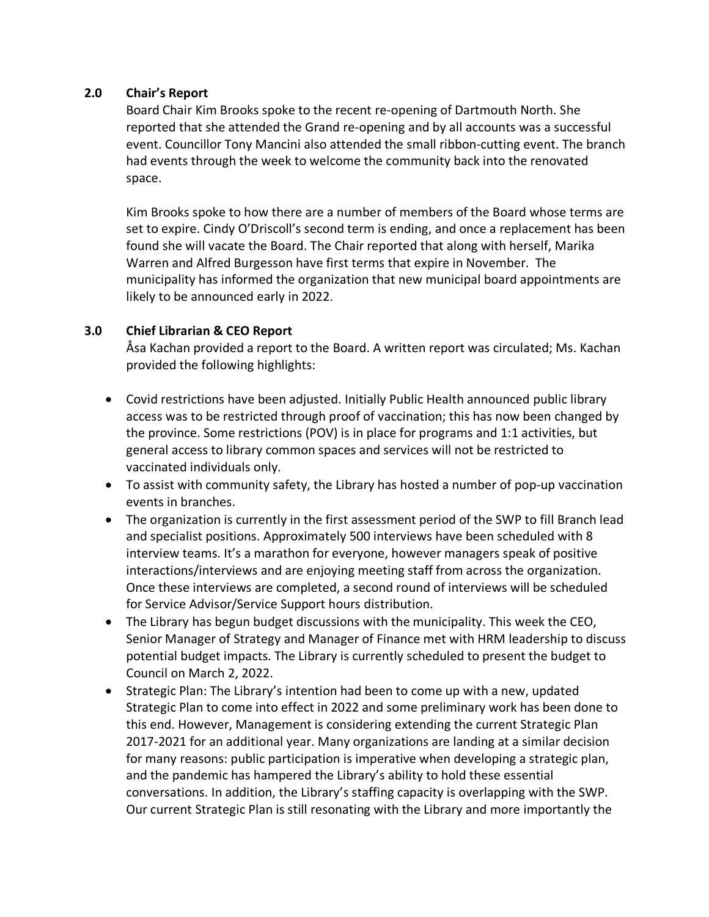## 2.0 Chair's Report

Board Chair Kim Brooks spoke to the recent re-opening of Dartmouth North. She reported that she attended the Grand re-opening and by all accounts was a successful event. Councillor Tony Mancini also attended the small ribbon-cutting event. The branch had events through the week to welcome the community back into the renovated space.

Kim Brooks spoke to how there are a number of members of the Board whose terms are set to expire. Cindy O'Driscoll's second term is ending, and once a replacement has been found she will vacate the Board. The Chair reported that along with herself, Marika Warren and Alfred Burgesson have first terms that expire in November. The municipality has informed the organization that new municipal board appointments are likely to be announced early in 2022.

## 3.0 Chief Librarian & CEO Report

Åsa Kachan provided a report to the Board. A written report was circulated; Ms. Kachan provided the following highlights:

- Covid restrictions have been adjusted. Initially Public Health announced public library access was to be restricted through proof of vaccination; this has now been changed by the province. Some restrictions (POV) is in place for programs and 1:1 activities, but general access to library common spaces and services will not be restricted to vaccinated individuals only.
- To assist with community safety, the Library has hosted a number of pop-up vaccination events in branches.
- The organization is currently in the first assessment period of the SWP to fill Branch lead and specialist positions. Approximately 500 interviews have been scheduled with 8 interview teams. It's a marathon for everyone, however managers speak of positive interactions/interviews and are enjoying meeting staff from across the organization. Once these interviews are completed, a second round of interviews will be scheduled for Service Advisor/Service Support hours distribution.
- The Library has begun budget discussions with the municipality. This week the CEO, Senior Manager of Strategy and Manager of Finance met with HRM leadership to discuss potential budget impacts. The Library is currently scheduled to present the budget to Council on March 2, 2022.
- Strategic Plan: The Library's intention had been to come up with a new, updated Strategic Plan to come into effect in 2022 and some preliminary work has been done to this end. However, Management is considering extending the current Strategic Plan 2017-2021 for an additional year. Many organizations are landing at a similar decision for many reasons: public participation is imperative when developing a strategic plan, and the pandemic has hampered the Library's ability to hold these essential conversations. In addition, the Library's staffing capacity is overlapping with the SWP. Our current Strategic Plan is still resonating with the Library and more importantly the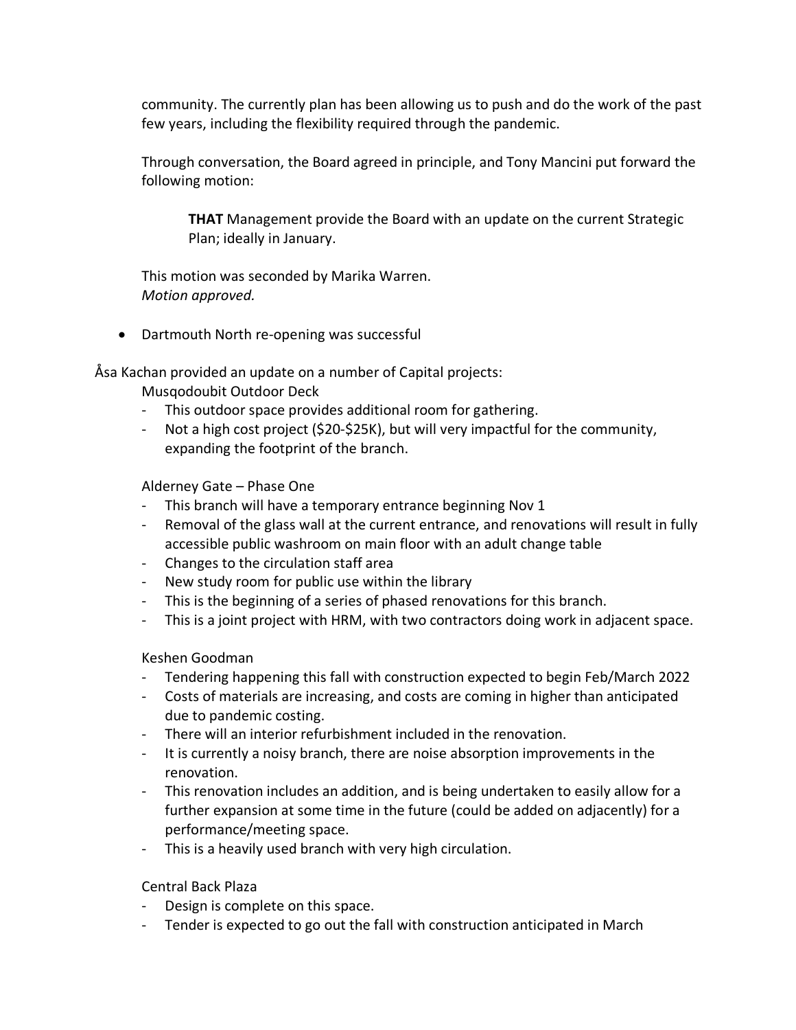community. The currently plan has been allowing us to push and do the work of the past few years, including the flexibility required through the pandemic.

Through conversation, the Board agreed in principle, and Tony Mancini put forward the following motion:

> **THAT** Management provide the Board with an update on the current Strategic Plan; ideally in January.

This motion was seconded by Marika Warren.
*Motion approved.*

- Dartmouth North re-opening was successful

Åsa Kachan provided an update on a number of Capital projects:

Musqodoubit Outdoor Deck

- This outdoor space provides additional room for gathering.
- Not a high cost project ($20-$25K), but will very impactful for the community, expanding the footprint of the branch.

Alderney Gate – Phase One

- This branch will have a temporary entrance beginning Nov 1
- Removal of the glass wall at the current entrance, and renovations will result in fully accessible public washroom on main floor with an adult change table
- Changes to the circulation staff area
- New study room for public use within the library
- This is the beginning of a series of phased renovations for this branch.
- This is a joint project with HRM, with two contractors doing work in adjacent space.

Keshen Goodman

- Tendering happening this fall with construction expected to begin Feb/March 2022
- Costs of materials are increasing, and costs are coming in higher than anticipated due to pandemic costing.
- There will an interior refurbishment included in the renovation.
- It is currently a noisy branch, there are noise absorption improvements in the renovation.
- This renovation includes an addition, and is being undertaken to easily allow for a further expansion at some time in the future (could be added on adjacently) for a performance/meeting space.
- This is a heavily used branch with very high circulation.

Central Back Plaza

- Design is complete on this space.
- Tender is expected to go out the fall with construction anticipated in March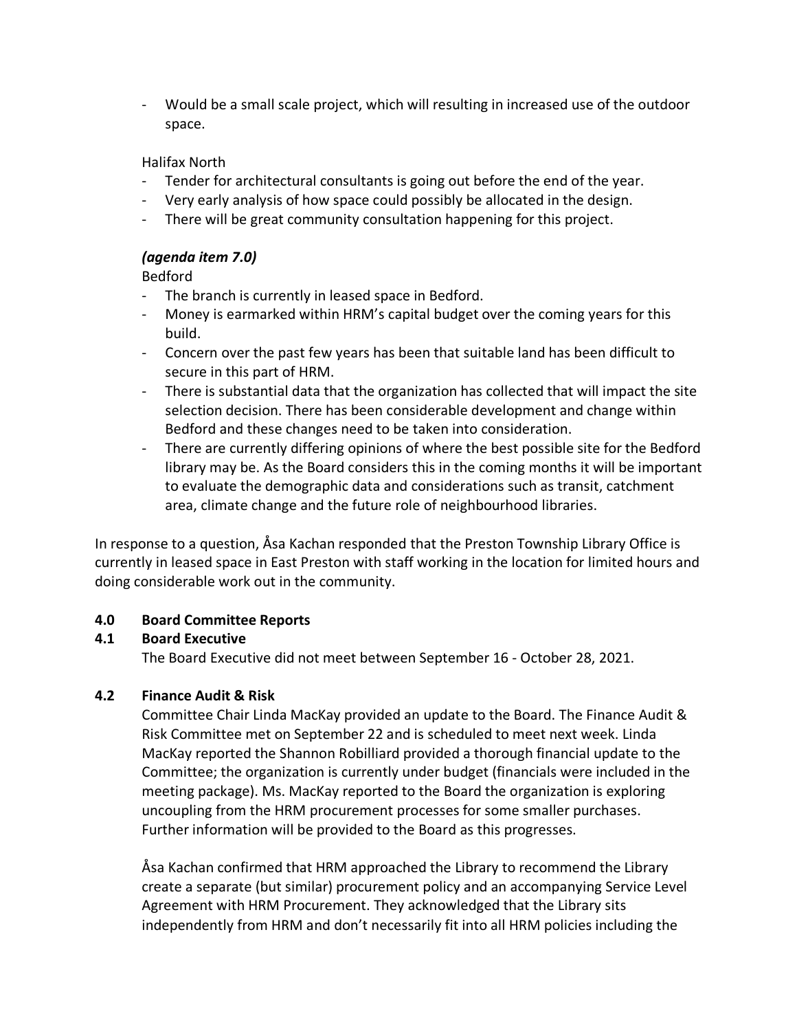- Would be a small scale project, which will resulting in increased use of the outdoor space.

Halifax North

- Tender for architectural consultants is going out before the end of the year.
- Very early analysis of how space could possibly be allocated in the design.
- There will be great community consultation happening for this project.

***(agenda item 7.0)***

Bedford

- The branch is currently in leased space in Bedford.
- Money is earmarked within HRM's capital budget over the coming years for this build.
- Concern over the past few years has been that suitable land has been difficult to secure in this part of HRM.
- There is substantial data that the organization has collected that will impact the site selection decision. There has been considerable development and change within Bedford and these changes need to be taken into consideration.
- There are currently differing opinions of where the best possible site for the Bedford library may be. As the Board considers this in the coming months it will be important to evaluate the demographic data and considerations such as transit, catchment area, climate change and the future role of neighbourhood libraries.

In response to a question, Åsa Kachan responded that the Preston Township Library Office is currently in leased space in East Preston with staff working in the location for limited hours and doing considerable work out in the community.

**4.0 Board Committee Reports**

**4.1 Board Executive**

The Board Executive did not meet between September 16 - October 28, 2021.

**4.2 Finance Audit & Risk**

Committee Chair Linda MacKay provided an update to the Board. The Finance Audit & Risk Committee met on September 22 and is scheduled to meet next week. Linda MacKay reported the Shannon Robilliard provided a thorough financial update to the Committee; the organization is currently under budget (financials were included in the meeting package). Ms. MacKay reported to the Board the organization is exploring uncoupling from the HRM procurement processes for some smaller purchases. Further information will be provided to the Board as this progresses.

Åsa Kachan confirmed that HRM approached the Library to recommend the Library create a separate (but similar) procurement policy and an accompanying Service Level Agreement with HRM Procurement. They acknowledged that the Library sits independently from HRM and don't necessarily fit into all HRM policies including the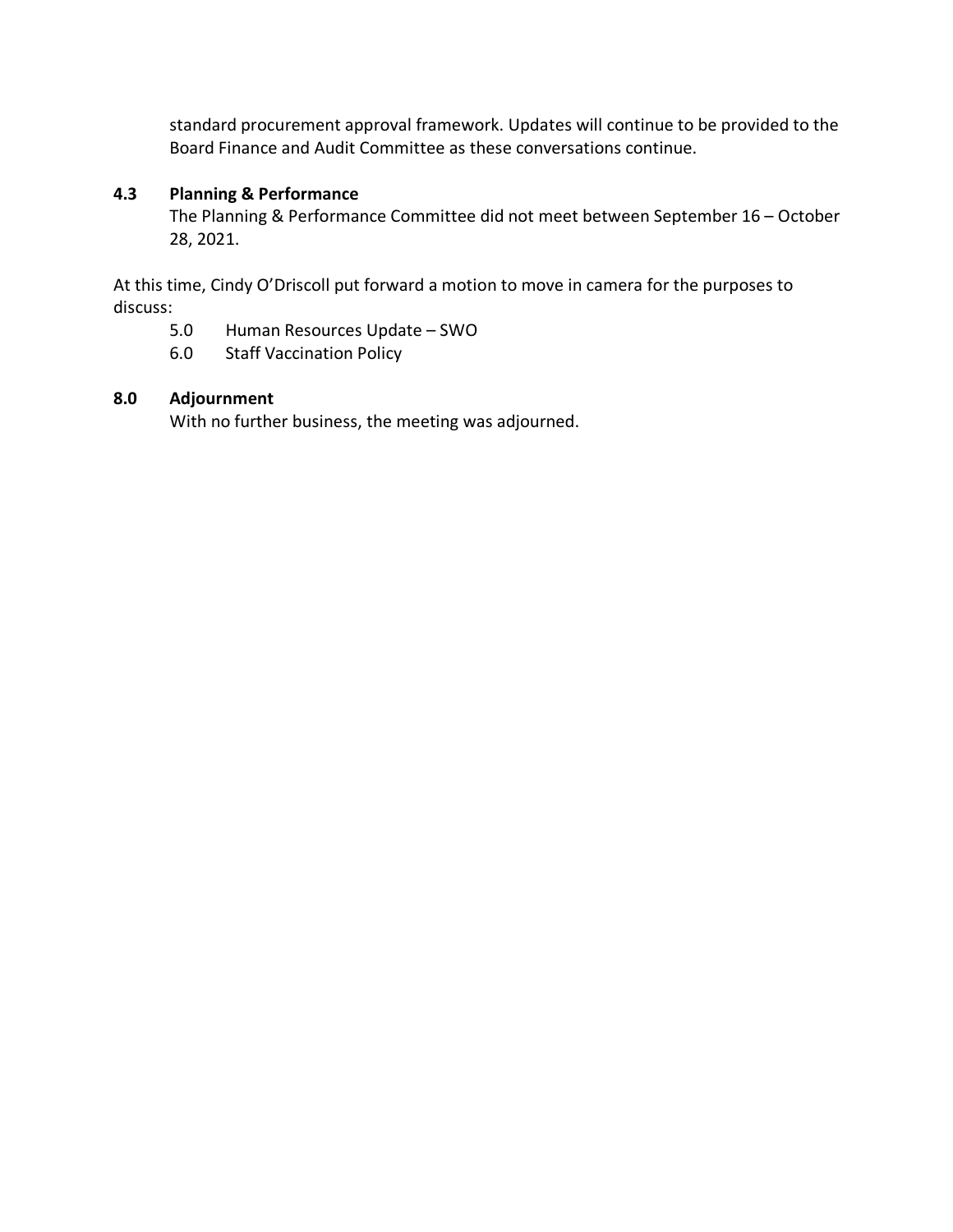standard procurement approval framework. Updates will continue to be provided to the Board Finance and Audit Committee as these conversations continue.

### 4.3 Planning & Performance

The Planning & Performance Committee did not meet between September 16 – October 28, 2021.

At this time, Cindy O'Driscoll put forward a motion to move in camera for the purposes to discuss:

- 5.0 Human Resources Update – SWO
- 6.0 Staff Vaccination Policy

### 8.0 Adjournment

With no further business, the meeting was adjourned.